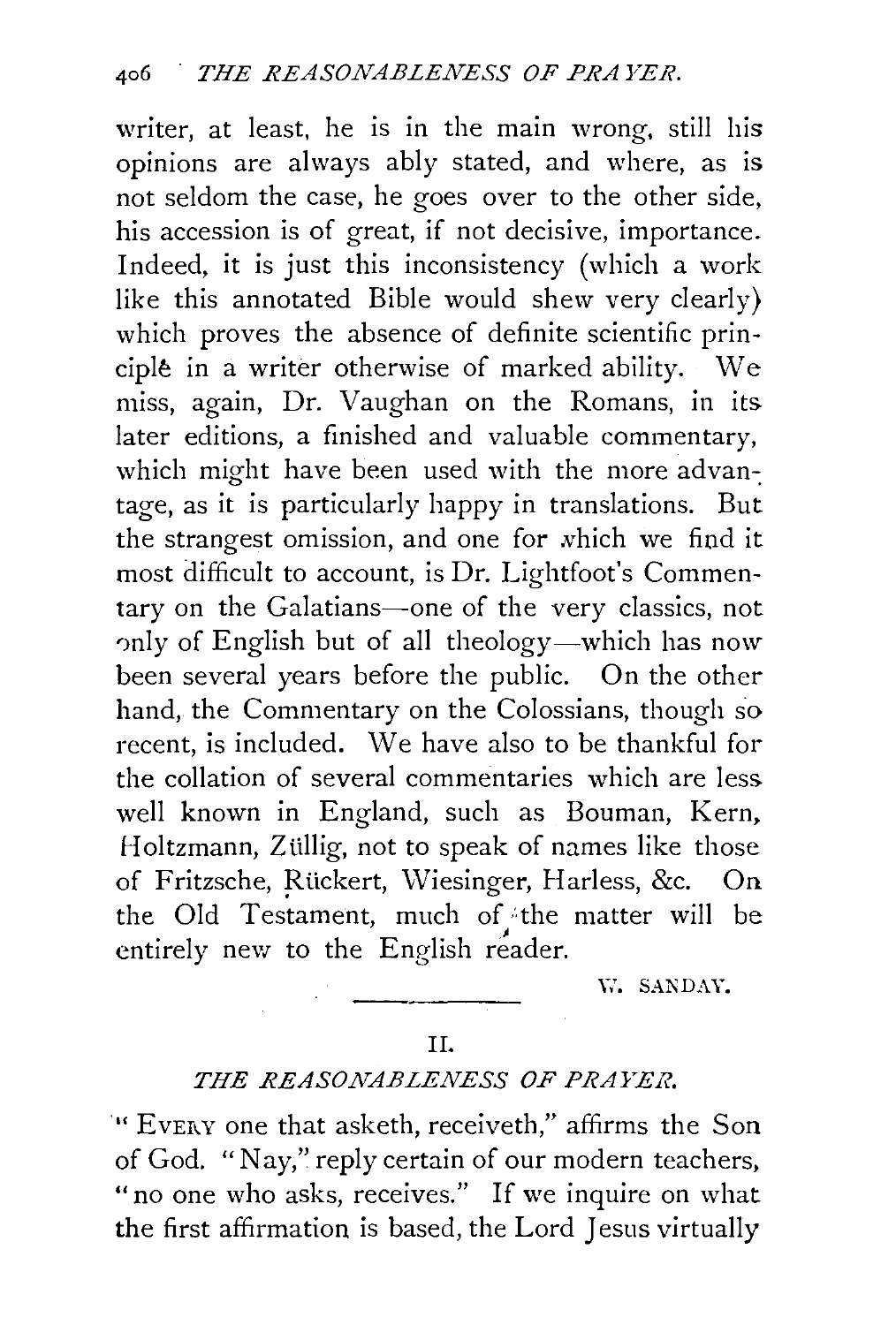writer, at least, he is in the main wrong, still his opinions are always ably stated, and where, as is not seldom the case, he goes over to the other side, his accession is of great, if not decisive, importance. Indeed, it is just this inconsistency (which a work like this annotated Bible would shew very clearly) which proves the absence of definite scientific principle in a writer otherwise of marked ability. We miss, again, Dr. Vaughan on the Romans, in its later editions, a finished and valuable commentary, which might have been used with the more advantage, as it is particularly happy in translations. But the strangest omission, and one for which we find it most difficult to account, is Dr. Lightfoot's Commentary on the Galatians—one of the very classics, not only of English but of all theology—which has now been several years before the public. On the other hand, the Commentary on the Colossians, though so recent, is included. We have also to be thankful for the collation of several commentaries which are less well known in England, such as Bouman, Kern, Holtzmann, Züllig, not to speak of names like those of Fritzsche, Rückert, Wiesinger, Harless, &c. On the Old Testament, much of the matter will be entirely new to the English reader.

W. SANDAY.

---

## II.

## *THE REASONABLENESS OF PRAYER.*

"EVERY one that asketh, receiveth," affirms the Son of God. "Nay," reply certain of our modern teachers, "no one who asks, receives." If we inquire on what the first affirmation is based, the Lord Jesus virtually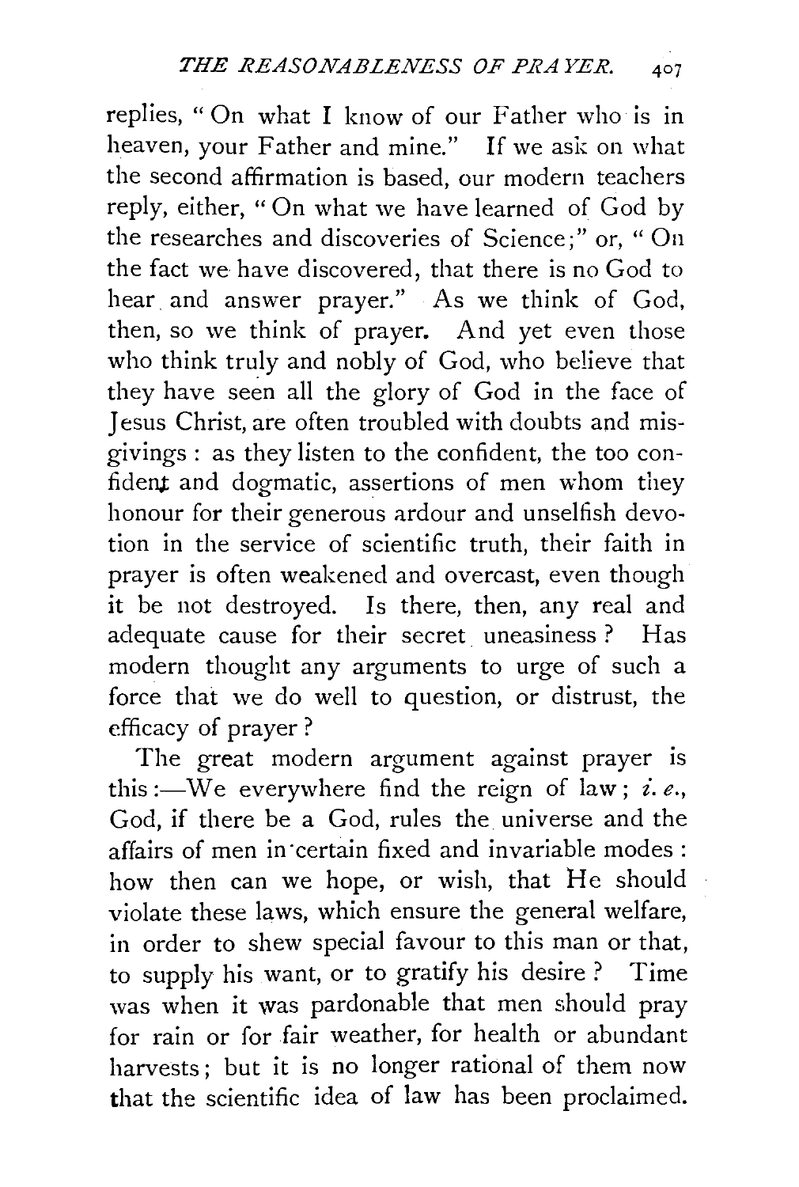replies, "On what I know of our Father who is in heaven, your Father and mine." If we ask on what the second affirmation is based, our modern teachers reply, either, "On what we have learned of God by the researches and discoveries of Science;" or, "On the fact we have discovered, that there is no God to hear and answer prayer." As we think of God, then, so we think of prayer. And yet even those who think truly and nobly of God, who believe that they have seen all the glory of God in the face of Jesus Christ, are often troubled with doubts and misgivings: as they listen to the confident, the too confident and dogmatic, assertions of men whom they honour for their generous ardour and unselfish devotion in the service of scientific truth, their faith in prayer is often weakened and overcast, even though it be not destroyed. Is there, then, any real and adequate cause for their secret uneasiness? Has modern thought any arguments to urge of such a force that we do well to question, or distrust, the efficacy of prayer?

The great modern argument against prayer is this:—We everywhere find the reign of law; *i. e.*, God, if there be a God, rules the universe and the affairs of men in certain fixed and invariable modes: how then can we hope, or wish, that He should violate these laws, which ensure the general welfare, in order to shew special favour to this man or that, to supply his want, or to gratify his desire? Time was when it was pardonable that men should pray for rain or for fair weather, for health or abundant harvests; but it is no longer rational of them now that the scientific idea of law has been proclaimed.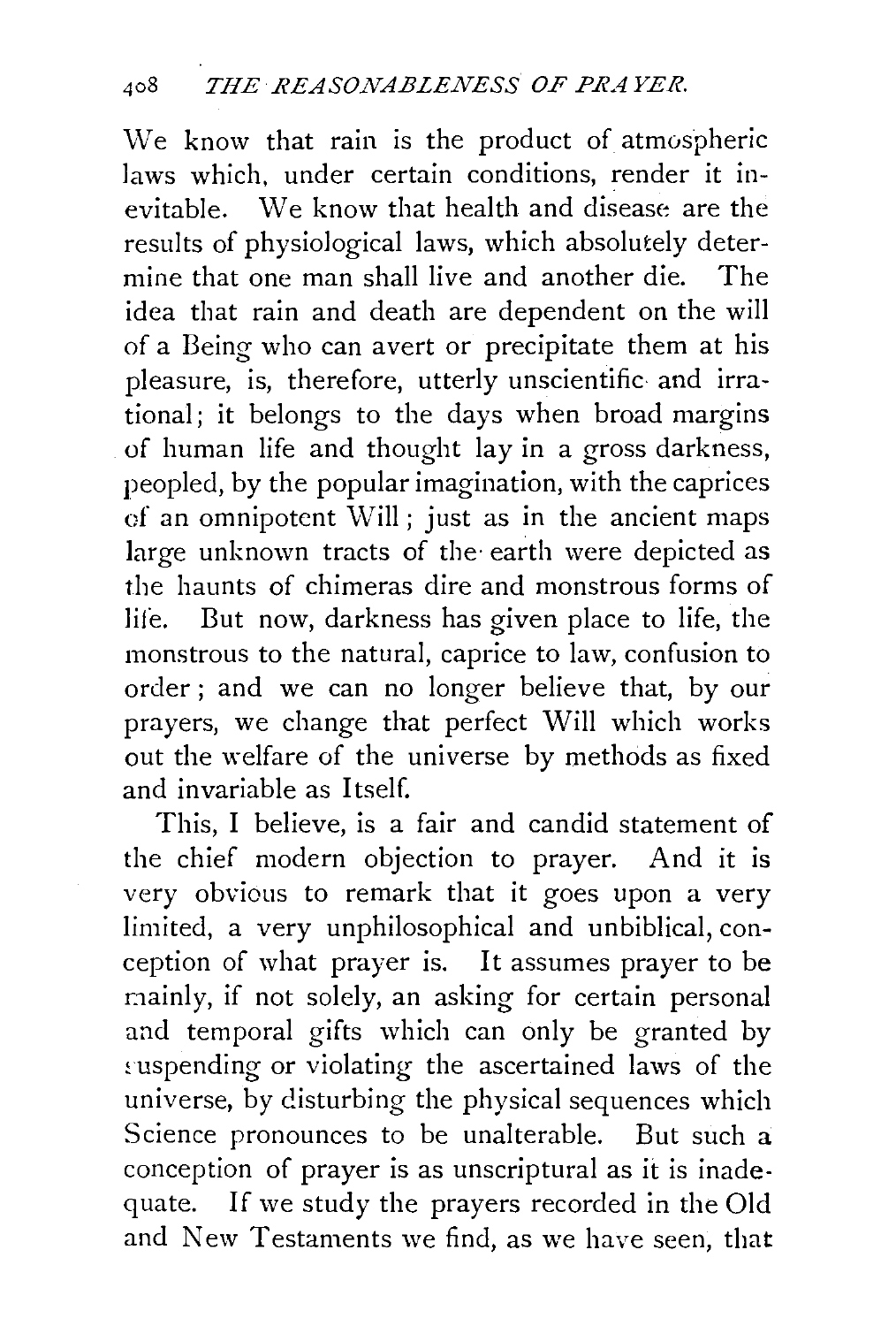We know that rain is the product of atmospheric laws which, under certain conditions, render it inevitable. We know that health and disease are the results of physiological laws, which absolutely determine that one man shall live and another die. The idea that rain and death are dependent on the will of a Being who can avert or precipitate them at his pleasure, is, therefore, utterly unscientific and irrational; it belongs to the days when broad margins of human life and thought lay in a gross darkness, peopled, by the popular imagination, with the caprices of an omnipotent Will; just as in the ancient maps large unknown tracts of the earth were depicted as the haunts of chimeras dire and monstrous forms of life. But now, darkness has given place to life, the monstrous to the natural, caprice to law, confusion to order; and we can no longer believe that, by our prayers, we change that perfect Will which works out the welfare of the universe by methods as fixed and invariable as Itself.

This, I believe, is a fair and candid statement of the chief modern objection to prayer. And it is very obvious to remark that it goes upon a very limited, a very unphilosophical and unbiblical, conception of what prayer is. It assumes prayer to be mainly, if not solely, an asking for certain personal and temporal gifts which can only be granted by suspending or violating the ascertained laws of the universe, by disturbing the physical sequences which Science pronounces to be unalterable. But such a conception of prayer is as unscriptural as it is inadequate. If we study the prayers recorded in the Old and New Testaments we find, as we have seen, that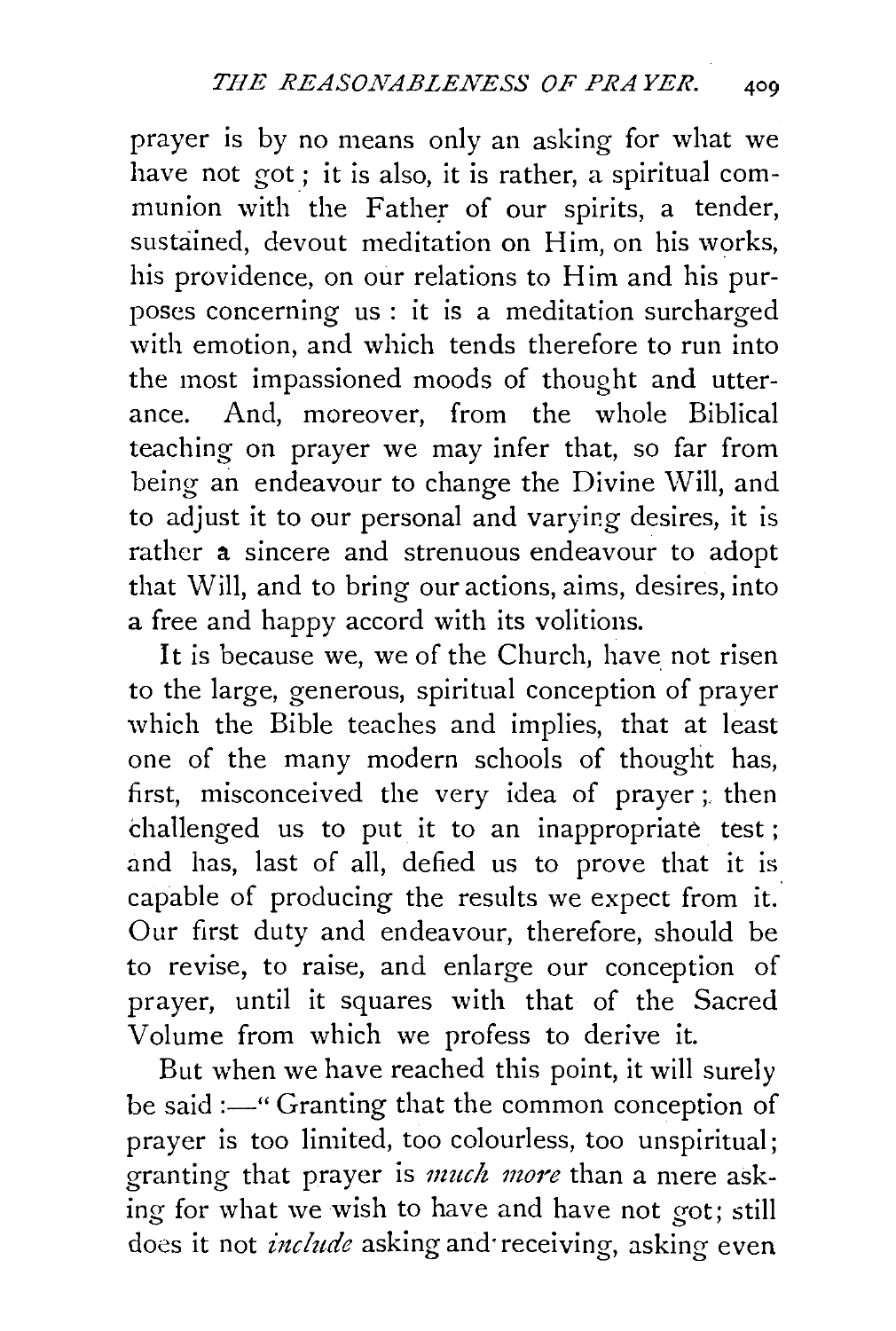prayer is by no means only an asking for what we have not got; it is also, it is rather, a spiritual communion with the Father of our spirits, a tender, sustained, devout meditation on Him, on his works, his providence, on our relations to Him and his purposes concerning us: it is a meditation surcharged with emotion, and which tends therefore to run into the most impassioned moods of thought and utterance. And, moreover, from the whole Biblical teaching on prayer we may infer that, so far from being an endeavour to change the Divine Will, and to adjust it to our personal and varying desires, it is rather a sincere and strenuous endeavour to adopt that Will, and to bring our actions, aims, desires, into a free and happy accord with its volitions.

It is because we, we of the Church, have not risen to the large, generous, spiritual conception of prayer which the Bible teaches and implies, that at least one of the many modern schools of thought has, first, misconceived the very idea of prayer; then challenged us to put it to an inappropriate test; and has, last of all, defied us to prove that it is capable of producing the results we expect from it. Our first duty and endeavour, therefore, should be to revise, to raise, and enlarge our conception of prayer, until it squares with that of the Sacred Volume from which we profess to derive it.

But when we have reached this point, it will surely be said:—"Granting that the common conception of prayer is too limited, too colourless, too unspiritual; granting that prayer is *much more* than a mere asking for what we wish to have and have not got; still does it not *include* asking and receiving, asking even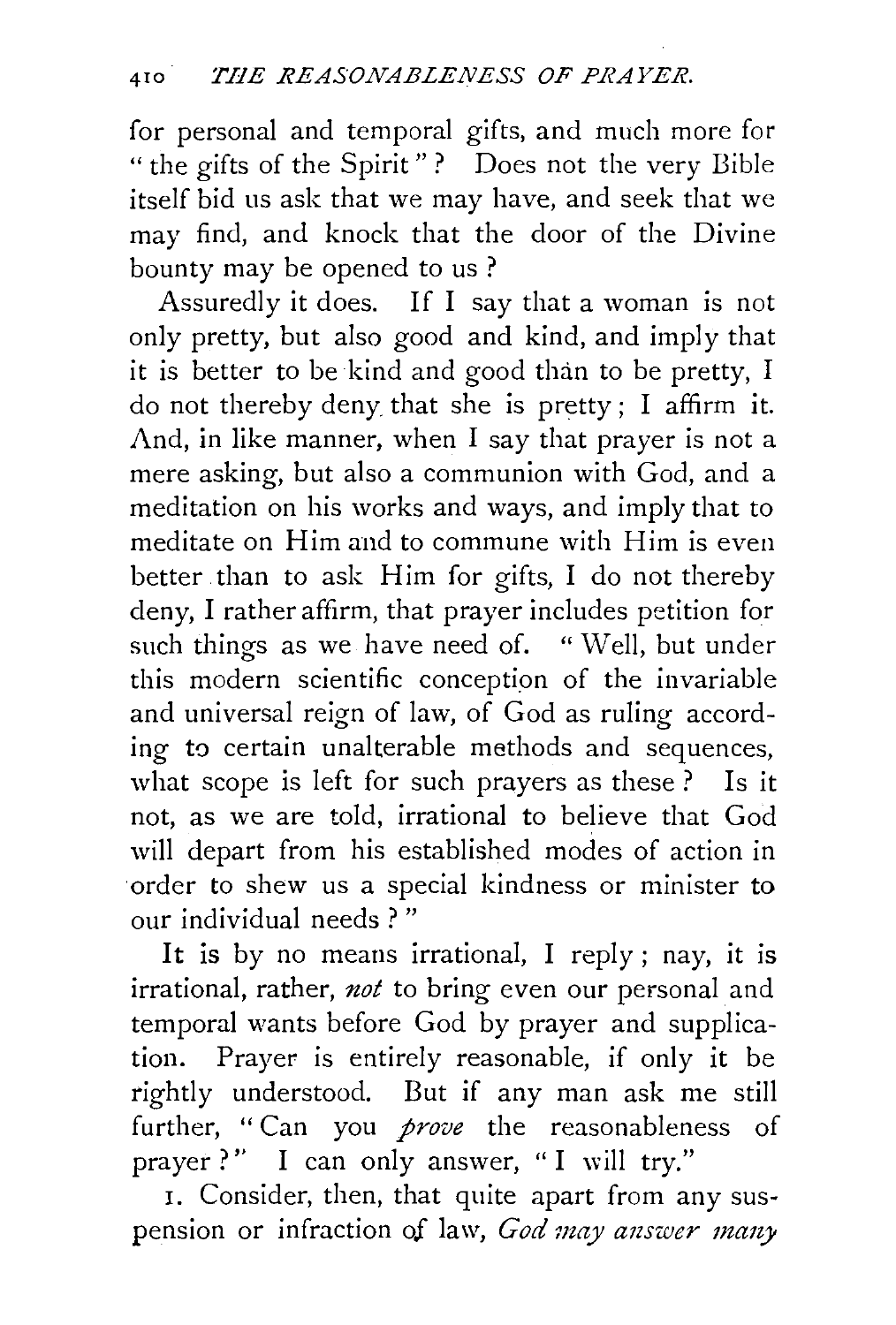for personal and temporal gifts, and much more for "the gifts of the Spirit"? Does not the very Bible itself bid us ask that we may have, and seek that we may find, and knock that the door of the Divine bounty may be opened to us?

Assuredly it does. If I say that a woman is not only pretty, but also good and kind, and imply that it is better to be kind and good than to be pretty, I do not thereby deny that she is pretty; I affirm it. And, in like manner, when I say that prayer is not a mere asking, but also a communion with God, and a meditation on his works and ways, and imply that to meditate on Him and to commune with Him is even better than to ask Him for gifts, I do not thereby deny, I rather affirm, that prayer includes petition for such things as we have need of. "Well, but under this modern scientific conception of the invariable and universal reign of law, of God as ruling according to certain unalterable methods and sequences, what scope is left for such prayers as these? Is it not, as we are told, irrational to believe that God will depart from his established modes of action in order to shew us a special kindness or minister to our individual needs?"

It is by no means irrational, I reply; nay, it is irrational, rather, *not* to bring even our personal and temporal wants before God by prayer and supplication. Prayer is entirely reasonable, if only it be rightly understood. But if any man ask me still further, "Can you *prove* the reasonableness of prayer?" I can only answer, "I will try."

1. Consider, then, that quite apart from any suspension or infraction of law, *God may answer many*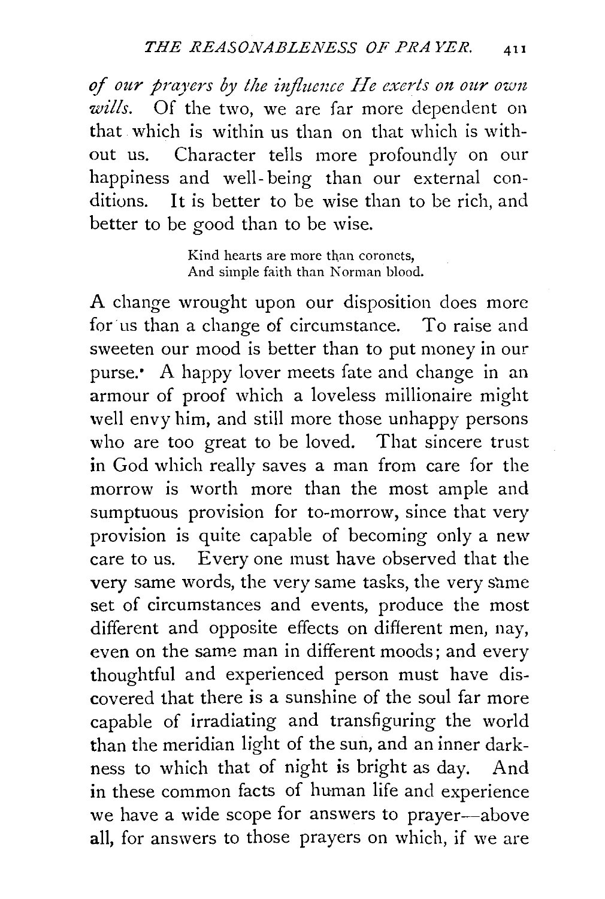*of our prayers by the influence He exerts on our own wills.* Of the two, we are far more dependent on that which is within us than on that which is without us. Character tells more profoundly on our happiness and well-being than our external conditions. It is better to be wise than to be rich, and better to be good than to be wise.

> Kind hearts are more than coronets,
> And simple faith than Norman blood.

A change wrought upon our disposition does more for us than a change of circumstance. To raise and sweeten our mood is better than to put money in our purse. A happy lover meets fate and change in an armour of proof which a loveless millionaire might well envy him, and still more those unhappy persons who are too great to be loved. That sincere trust in God which really saves a man from care for the morrow is worth more than the most ample and sumptuous provision for to-morrow, since that very provision is quite capable of becoming only a new care to us. Every one must have observed that the very same words, the very same tasks, the very same set of circumstances and events, produce the most different and opposite effects on different men, nay, even on the same man in different moods; and every thoughtful and experienced person must have discovered that there is a sunshine of the soul far more capable of irradiating and transfiguring the world than the meridian light of the sun, and an inner darkness to which that of night is bright as day. And in these common facts of human life and experience we have a wide scope for answers to prayer—above all, for answers to those prayers on which, if we are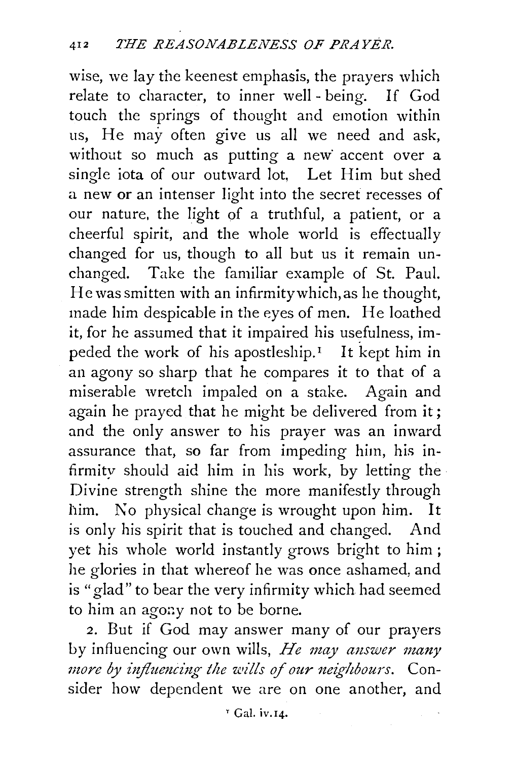wise, we lay the keenest emphasis, the prayers which relate to character, to inner well-being. If God touch the springs of thought and emotion within us, He may often give us all we need and ask, without so much as putting a new accent over a single iota of our outward lot, Let Him but shed a new or an intenser light into the secret recesses of our nature, the light of a truthful, a patient, or a cheerful spirit, and the whole world is effectually changed for us, though to all but us it remain unchanged. Take the familiar example of St. Paul. He was smitten with an infirmity which, as he thought, made him despicable in the eyes of men. He loathed it, for he assumed that it impaired his usefulness, impeded the work of his apostleship.[1] It kept him in an agony so sharp that he compares it to that of a miserable wretch impaled on a stake. Again and again he prayed that he might be delivered from it; and the only answer to his prayer was an inward assurance that, so far from impeding him, his infirmity should aid him in his work, by letting the Divine strength shine the more manifestly through him. No physical change is wrought upon him. It is only his spirit that is touched and changed. And yet his whole world instantly grows bright to him; he glories in that whereof he was once ashamed, and is "glad" to bear the very infirmity which had seemed to him an agony not to be borne.

2. But if God may answer many of our prayers by influencing our own wills, *He may answer many more by influencing the wills of our neighbours.* Consider how dependent we are on one another, and

[1] Gal. iv. 14.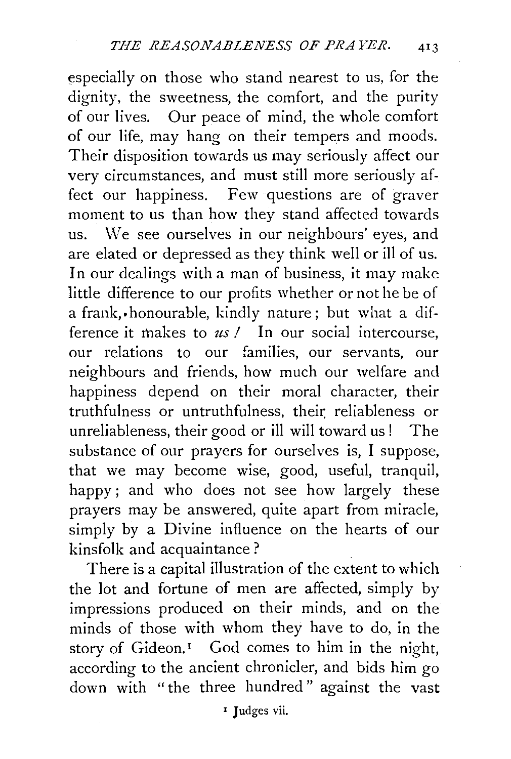especially on those who stand nearest to us, for the dignity, the sweetness, the comfort, and the purity of our lives. Our peace of mind, the whole comfort of our life, may hang on their tempers and moods. Their disposition towards us may seriously affect our very circumstances, and must still more seriously affect our happiness. Few questions are of graver moment to us than how they stand affected towards us. We see ourselves in our neighbours' eyes, and are elated or depressed as they think well or ill of us. In our dealings with a man of business, it may make little difference to our profits whether or not he be of a frank, honourable, kindly nature; but what a difference it makes to *us!* In our social intercourse, our relations to our families, our servants, our neighbours and friends, how much our welfare and happiness depend on their moral character, their truthfulness or untruthfulness, their reliableness or unreliableness, their good or ill will toward us! The substance of our prayers for ourselves is, I suppose, that we may become wise, good, useful, tranquil, happy; and who does not see how largely these prayers may be answered, quite apart from miracle, simply by a Divine influence on the hearts of our kinsfolk and acquaintance?

There is a capital illustration of the extent to which the lot and fortune of men are affected, simply by impressions produced on their minds, and on the minds of those with whom they have to do, in the story of Gideon.[1] God comes to him in the night, according to the ancient chronicler, and bids him go down with "the three hundred" against the vast

[1] Judges vii.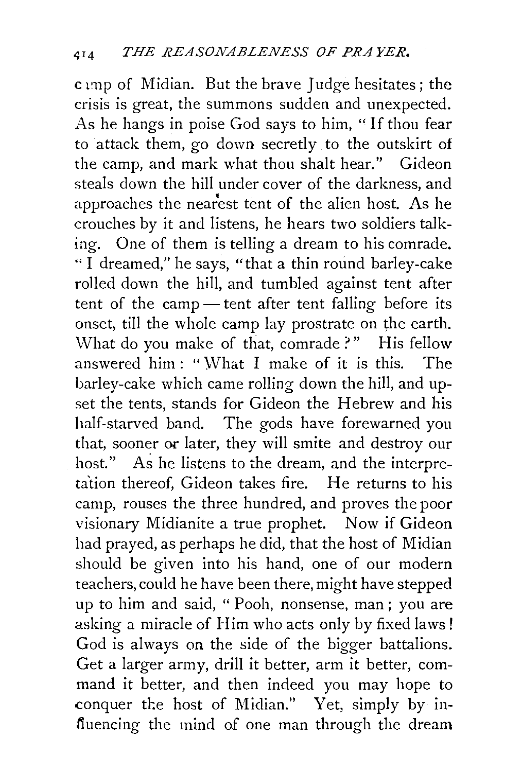camp of Midian. But the brave Judge hesitates; the crisis is great, the summons sudden and unexpected. As he hangs in poise God says to him, "If thou fear to attack them, go down secretly to the outskirt of the camp, and mark what thou shalt hear." Gideon steals down the hill under cover of the darkness, and approaches the nearest tent of the alien host. As he crouches by it and listens, he hears two soldiers talking. One of them is telling a dream to his comrade. "I dreamed," he says, "that a thin round barley-cake rolled down the hill, and tumbled against tent after tent of the camp — tent after tent falling before its onset, till the whole camp lay prostrate on the earth. What do you make of that, comrade?" His fellow answered him: "What I make of it is this. The barley-cake which came rolling down the hill, and upset the tents, stands for Gideon the Hebrew and his half-starved band. The gods have forewarned you that, sooner or later, they will smite and destroy our host." As he listens to the dream, and the interpretation thereof, Gideon takes fire. He returns to his camp, rouses the three hundred, and proves the poor visionary Midianite a true prophet. Now if Gideon had prayed, as perhaps he did, that the host of Midian should be given into his hand, one of our modern teachers, could he have been there, might have stepped up to him and said, "Pooh, nonsense, man; you are asking a miracle of Him who acts only by fixed laws! God is always on the side of the bigger battalions. Get a larger army, drill it better, arm it better, command it better, and then indeed you may hope to conquer the host of Midian." Yet, simply by influencing the mind of one man through the dream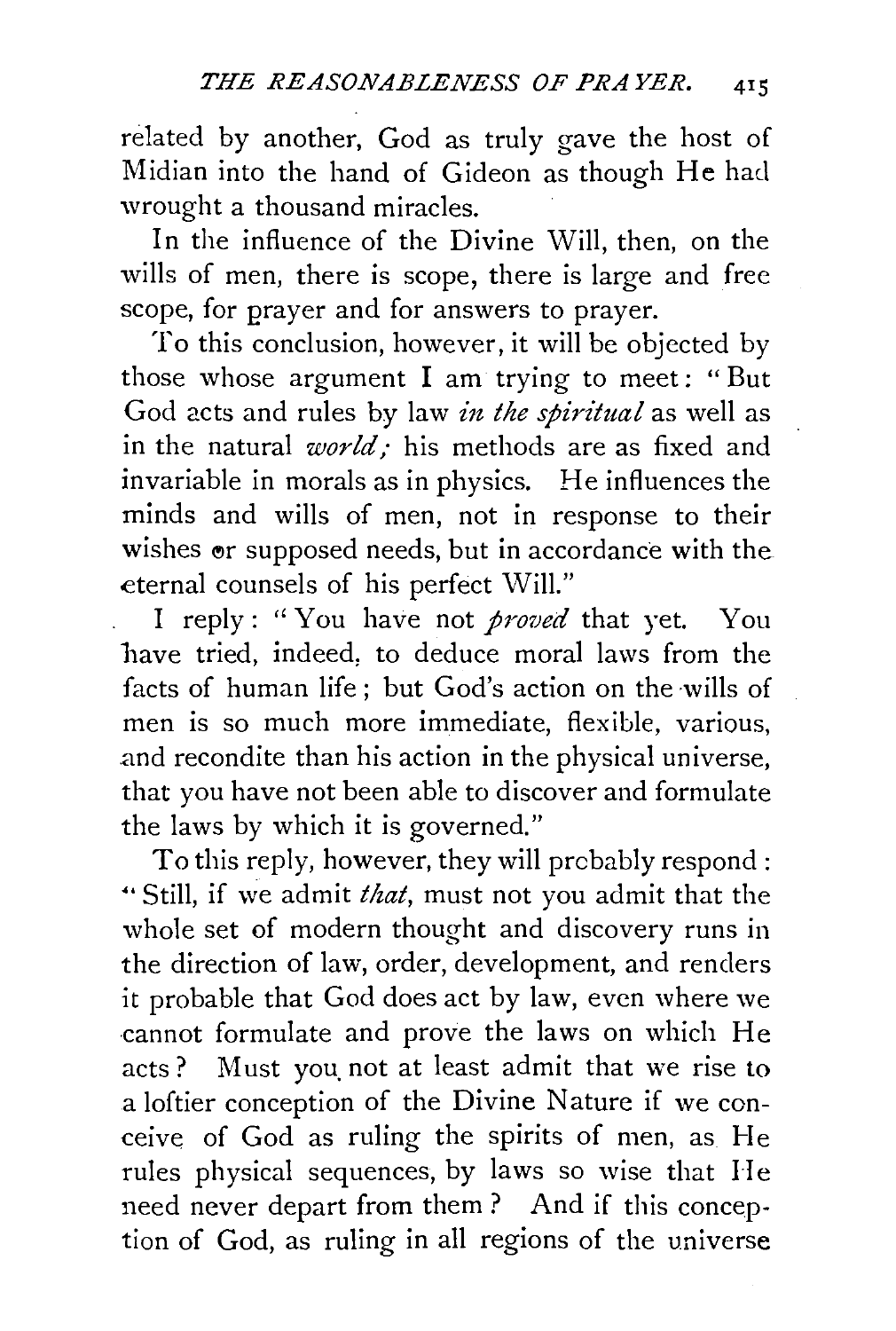related by another, God as truly gave the host of Midian into the hand of Gideon as though He had wrought a thousand miracles.

In the influence of the Divine Will, then, on the wills of men, there is scope, there is large and free scope, for prayer and for answers to prayer.

To this conclusion, however, it will be objected by those whose argument I am trying to meet: "But God acts and rules by law *in the spiritual* as well as in the natural *world;* his methods are as fixed and invariable in morals as in physics. He influences the minds and wills of men, not in response to their wishes or supposed needs, but in accordance with the eternal counsels of his perfect Will."

I reply: "You have not *proved* that yet. You have tried, indeed, to deduce moral laws from the facts of human life; but God's action on the wills of men is so much more immediate, flexible, various, and recondite than his action in the physical universe, that you have not been able to discover and formulate the laws by which it is governed."

To this reply, however, they will probably respond: "Still, if we admit *that*, must not you admit that the whole set of modern thought and discovery runs in the direction of law, order, development, and renders it probable that God does act by law, even where we cannot formulate and prove the laws on which He acts? Must you not at least admit that we rise to a loftier conception of the Divine Nature if we conceive of God as ruling the spirits of men, as He rules physical sequences, by laws so wise that He need never depart from them? And if this conception of God, as ruling in all regions of the universe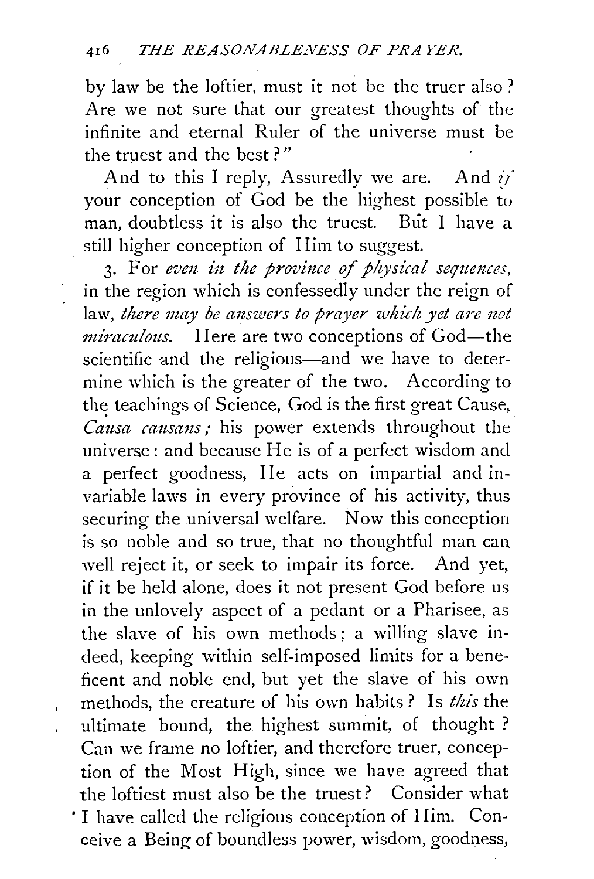by law be the loftier, must it not be the truer also? Are we not sure that our greatest thoughts of the infinite and eternal Ruler of the universe must be the truest and the best?"

And to this I reply, Assuredly we are. And *if* your conception of God be the highest possible to man, doubtless it is also the truest. But I have a still higher conception of Him to suggest.

3. For *even in the province of physical sequences*, in the region which is confessedly under the reign of law, *there may be answers to prayer which yet are not miraculous.* Here are two conceptions of God—the scientific and the religious—and we have to determine which is the greater of the two. According to the teachings of Science, God is the first great Cause, *Causa causans;* his power extends throughout the universe: and because He is of a perfect wisdom and a perfect goodness, He acts on impartial and invariable laws in every province of his activity, thus securing the universal welfare. Now this conception is so noble and so true, that no thoughtful man can well reject it, or seek to impair its force. And yet, if it be held alone, does it not present God before us in the unlovely aspect of a pedant or a Pharisee, as the slave of his own methods; a willing slave indeed, keeping within self-imposed limits for a beneficent and noble end, but yet the slave of his own methods, the creature of his own habits? Is *this* the ultimate bound, the highest summit, of thought? Can we frame no loftier, and therefore truer, conception of the Most High, since we have agreed that the loftiest must also be the truest? Consider what I have called the religious conception of Him. Conceive a Being of boundless power, wisdom, goodness,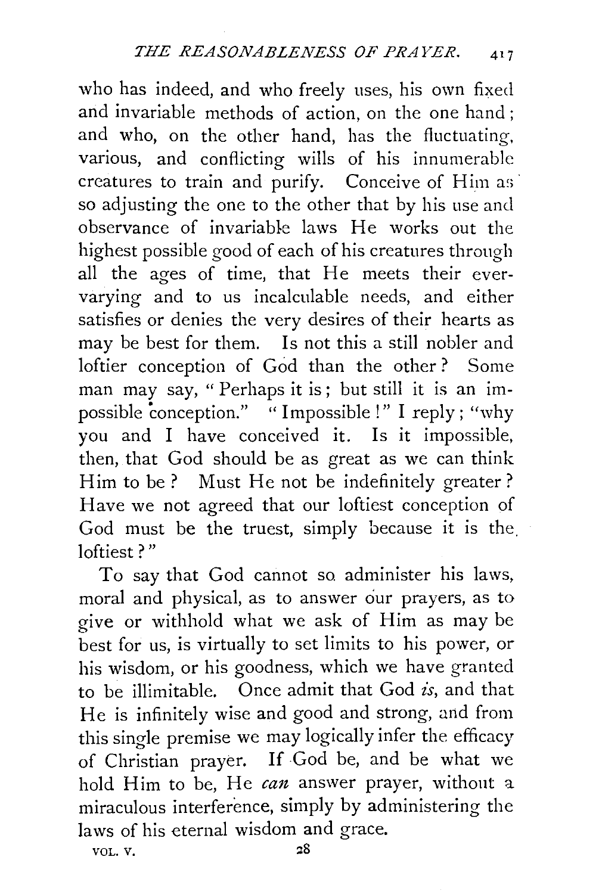who has indeed, and who freely uses, his own fixed and invariable methods of action, on the one hand; and who, on the other hand, has the fluctuating, various, and conflicting wills of his innumerable creatures to train and purify. Conceive of Him as so adjusting the one to the other that by his use and observance of invariable laws He works out the highest possible good of each of his creatures through all the ages of time, that He meets their ever-varying and to us incalculable needs, and either satisfies or denies the very desires of their hearts as may be best for them. Is not this a still nobler and loftier conception of God than the other? Some man may say, "Perhaps it is; but still it is an impossible conception." "Impossible!" I reply; "why you and I have conceived it. Is it impossible, then, that God should be as great as we can think Him to be? Must He not be indefinitely greater? Have we not agreed that our loftiest conception of God must be the truest, simply because it is the loftiest?"

To say that God cannot so administer his laws, moral and physical, as to answer our prayers, as to give or withhold what we ask of Him as may be best for us, is virtually to set limits to his power, or his wisdom, or his goodness, which we have granted to be illimitable. Once admit that God *is*, and that He is infinitely wise and good and strong, and from this single premise we may logically infer the efficacy of Christian prayer. If God be, and be what we hold Him to be, He *can* answer prayer, without a miraculous interference, simply by administering the laws of his eternal wisdom and grace.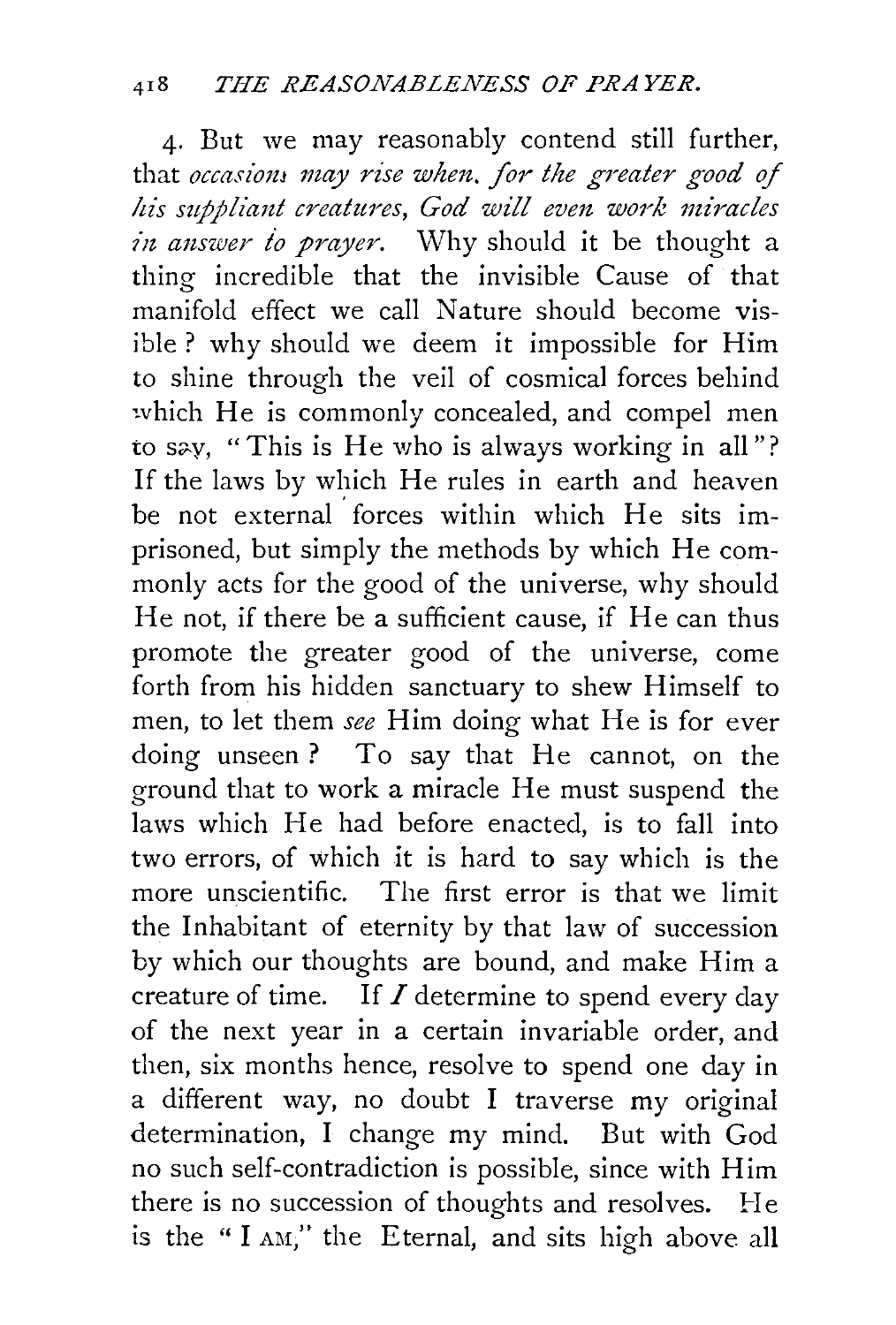4. But we may reasonably contend still further, that *occasions may rise when, for the greater good of his suppliant creatures, God will even work miracles in answer to prayer.* Why should it be thought a thing incredible that the invisible Cause of that manifold effect we call Nature should become visible? why should we deem it impossible for Him to shine through the veil of cosmical forces behind which He is commonly concealed, and compel men to say, "This is He who is always working in all"? If the laws by which He rules in earth and heaven be not external forces within which He sits imprisoned, but simply the methods by which He commonly acts for the good of the universe, why should He not, if there be a sufficient cause, if He can thus promote the greater good of the universe, come forth from his hidden sanctuary to shew Himself to men, to let them *see* Him doing what He is for ever doing unseen? To say that He cannot, on the ground that to work a miracle He must suspend the laws which He had before enacted, is to fall into two errors, of which it is hard to say which is the more unscientific. The first error is that we limit the Inhabitant of eternity by that law of succession by which our thoughts are bound, and make Him a creature of time. If *I* determine to spend every day of the next year in a certain invariable order, and then, six months hence, resolve to spend one day in a different way, no doubt I traverse my original determination, I change my mind. But with God no such self-contradiction is possible, since with Him there is no succession of thoughts and resolves. He is the "I AM," the Eternal, and sits high above all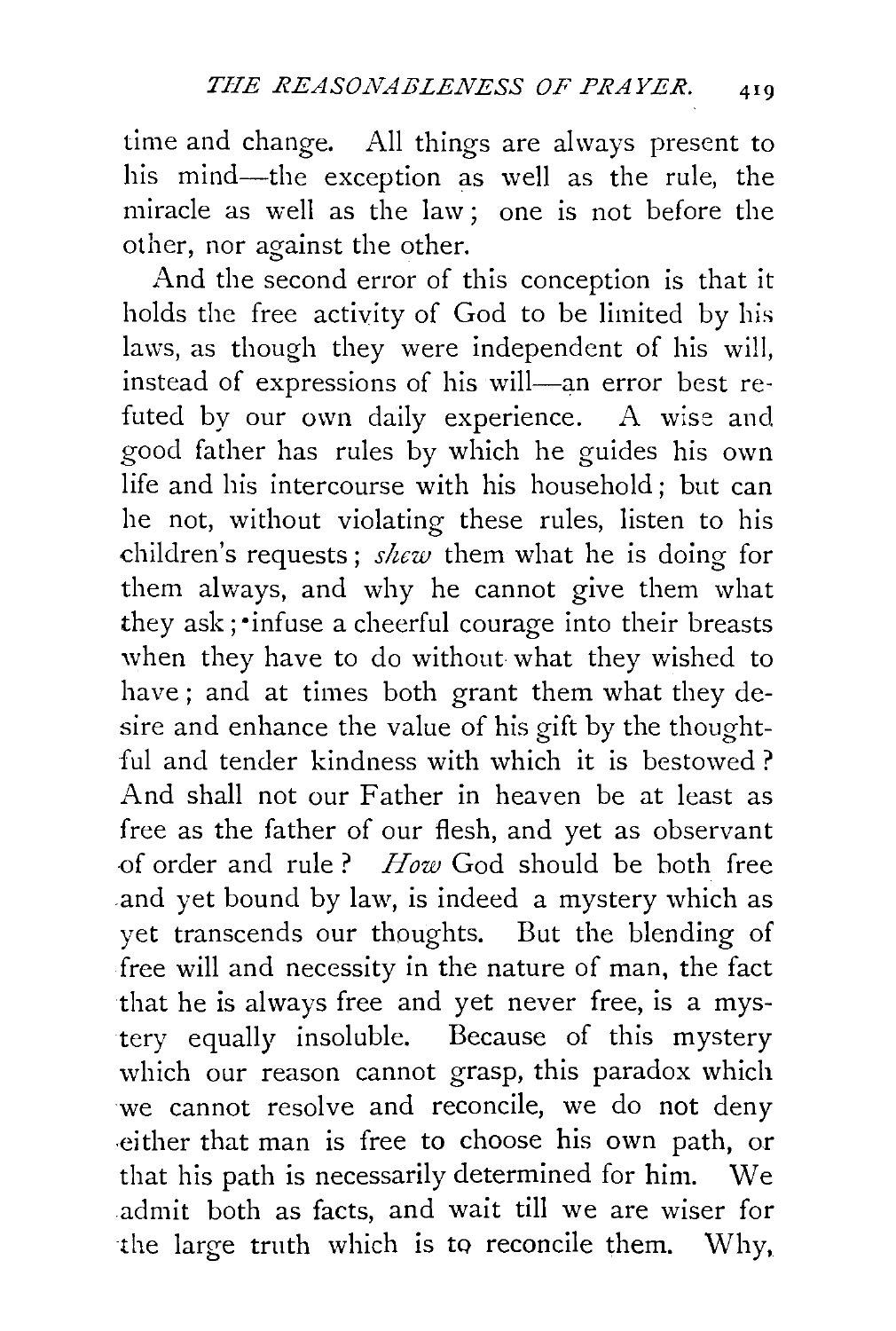time and change. All things are always present to his mind—the exception as well as the rule, the miracle as well as the law; one is not before the other, nor against the other.

And the second error of this conception is that it holds the free activity of God to be limited by his laws, as though they were independent of his will, instead of expressions of his will—an error best refuted by our own daily experience. A wise and good father has rules by which he guides his own life and his intercourse with his household; but can he not, without violating these rules, listen to his children's requests; *shew* them what he is doing for them always, and why he cannot give them what they ask; infuse a cheerful courage into their breasts when they have to do without what they wished to have; and at times both grant them what they desire and enhance the value of his gift by the thoughtful and tender kindness with which it is bestowed? And shall not our Father in heaven be at least as free as the father of our flesh, and yet as observant of order and rule? *How* God should be both free and yet bound by law, is indeed a mystery which as yet transcends our thoughts. But the blending of free will and necessity in the nature of man, the fact that he is always free and yet never free, is a mystery equally insoluble. Because of this mystery which our reason cannot grasp, this paradox which we cannot resolve and reconcile, we do not deny either that man is free to choose his own path, or that his path is necessarily determined for him. We admit both as facts, and wait till we are wiser for the large truth which is to reconcile them. Why,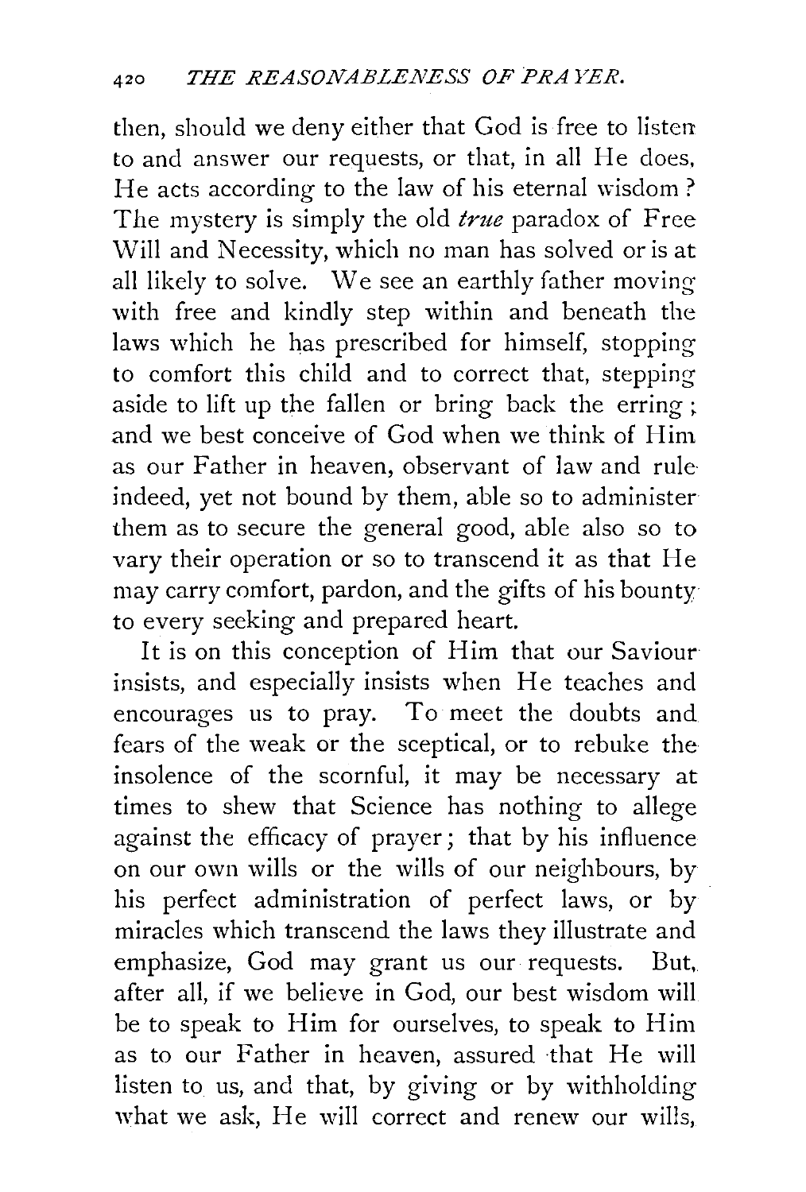then, should we deny either that God is free to listen to and answer our requests, or that, in all He does, He acts according to the law of his eternal wisdom? The mystery is simply the old *true* paradox of Free Will and Necessity, which no man has solved or is at all likely to solve. We see an earthly father moving with free and kindly step within and beneath the laws which he has prescribed for himself, stopping to comfort this child and to correct that, stepping aside to lift up the fallen or bring back the erring; and we best conceive of God when we think of Him as our Father in heaven, observant of law and rule indeed, yet not bound by them, able so to administer them as to secure the general good, able also so to vary their operation or so to transcend it as that He may carry comfort, pardon, and the gifts of his bounty to every seeking and prepared heart.

It is on this conception of Him that our Saviour insists, and especially insists when He teaches and encourages us to pray. To meet the doubts and fears of the weak or the sceptical, or to rebuke the insolence of the scornful, it may be necessary at times to shew that Science has nothing to allege against the efficacy of prayer; that by his influence on our own wills or the wills of our neighbours, by his perfect administration of perfect laws, or by miracles which transcend the laws they illustrate and emphasize, God may grant us our requests. But, after all, if we believe in God, our best wisdom will be to speak to Him for ourselves, to speak to Him as to our Father in heaven, assured that He will listen to us, and that, by giving or by withholding what we ask, He will correct and renew our wills,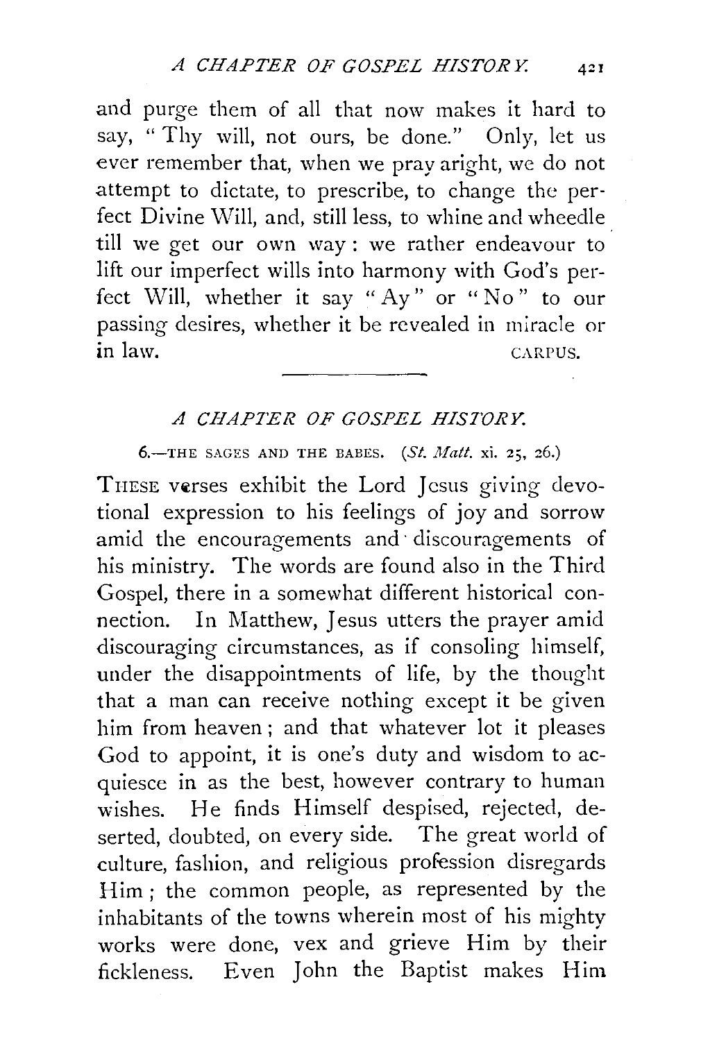and purge them of all that now makes it hard to say, "Thy will, not ours, be done." Only, let us ever remember that, when we pray aright, we do not attempt to dictate, to prescribe, to change the perfect Divine Will, and, still less, to whine and wheedle till we get our own way: we rather endeavour to lift our imperfect wills into harmony with God's perfect Will, whether it say "Ay" or "No" to our passing desires, whether it be revealed in miracle or in law.

CARPUS.

---

## *A CHAPTER OF GOSPEL HISTORY.*

### 6.—THE SAGES AND THE BABES. (*St. Matt.* xi. 25, 26.)

THESE verses exhibit the Lord Jesus giving devotional expression to his feelings of joy and sorrow amid the encouragements and discouragements of his ministry. The words are found also in the Third Gospel, there in a somewhat different historical connection. In Matthew, Jesus utters the prayer amid discouraging circumstances, as if consoling himself, under the disappointments of life, by the thought that a man can receive nothing except it be given him from heaven; and that whatever lot it pleases God to appoint, it is one's duty and wisdom to acquiesce in as the best, however contrary to human wishes. He finds Himself despised, rejected, deserted, doubted, on every side. The great world of culture, fashion, and religious profession disregards Him; the common people, as represented by the inhabitants of the towns wherein most of his mighty works were done, vex and grieve Him by their fickleness. Even John the Baptist makes Him